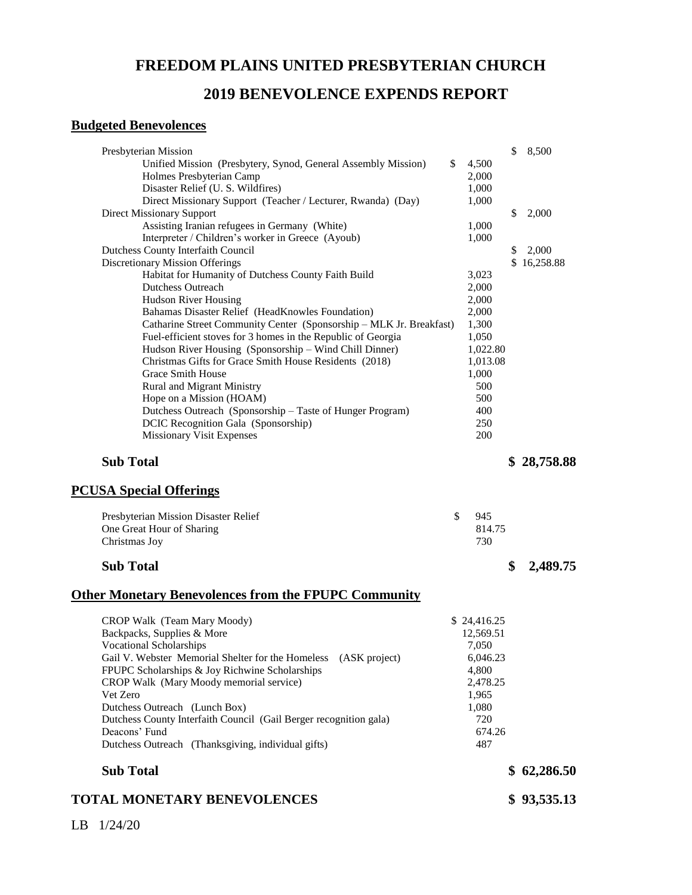# FREEDOM PLAINS UNITED PRESBYTERIAN CHURCH

## 2019 BENEVOLENCE EXPENDS REPORT

### Budgeted Benevolences

| | | |
|---|---|---|
| Presbyterian Mission | | $ 8,500 |
| Unified Mission (Presbytery, Synod, General Assembly Mission) | $ 4,500 | |
| Holmes Presbyterian Camp | 2,000 | |
| Disaster Relief (U. S. Wildfires) | 1,000 | |
| Direct Missionary Support (Teacher / Lecturer, Rwanda) (Day) | 1,000 | |
| Direct Missionary Support | | $ 2,000 |
| Assisting Iranian refugees in Germany (White) | 1,000 | |
| Interpreter / Children's worker in Greece (Ayoub) | 1,000 | |
| Dutchess County Interfaith Council | | $ 2,000 |
| Discretionary Mission Offerings | | $ 16,258.88 |
| Habitat for Humanity of Dutchess County Faith Build | 3,023 | |
| Dutchess Outreach | 2,000 | |
| Hudson River Housing | 2,000 | |
| Bahamas Disaster Relief (HeadKnowles Foundation) | 2,000 | |
| Catharine Street Community Center (Sponsorship – MLK Jr. Breakfast) | 1,300 | |
| Fuel-efficient stoves for 3 homes in the Republic of Georgia | 1,050 | |
| Hudson River Housing (Sponsorship – Wind Chill Dinner) | 1,022.80 | |
| Christmas Gifts for Grace Smith House Residents (2018) | 1,013.08 | |
| Grace Smith House | 1,000 | |
| Rural and Migrant Ministry | 500 | |
| Hope on a Mission (HOAM) | 500 | |
| Dutchess Outreach (Sponsorship – Taste of Hunger Program) | 400 | |
| DCIC Recognition Gala (Sponsorship) | 250 | |
| Missionary Visit Expenses | 200 | |
| **Sub Total** | | **$ 28,758.88** |

### PCUSA Special Offerings

| | | |
|---|---|---|
| Presbyterian Mission Disaster Relief | $ 945 | |
| One Great Hour of Sharing | 814.75 | |
| Christmas Joy | 730 | |
| **Sub Total** | | **$ 2,489.75** |

### Other Monetary Benevolences from the FPUPC Community

| | | |
|---|---|---|
| CROP Walk (Team Mary Moody) | $ 24,416.25 | |
| Backpacks, Supplies & More | 12,569.51 | |
| Vocational Scholarships | 7,050 | |
| Gail V. Webster Memorial Shelter for the Homeless (ASK project) | 6,046.23 | |
| FPUPC Scholarships & Joy Richwine Scholarships | 4,800 | |
| CROP Walk (Mary Moody memorial service) | 2,478.25 | |
| Vet Zero | 1,965 | |
| Dutchess Outreach (Lunch Box) | 1,080 | |
| Dutchess County Interfaith Council (Gail Berger recognition gala) | 720 | |
| Deacons' Fund | 674.26 | |
| Dutchess Outreach (Thanksgiving, individual gifts) | 487 | |
| **Sub Total** | | **$ 62,286.50** |

**TOTAL MONETARY BENEVOLENCES** **$ 93,535.13**

LB 1/24/20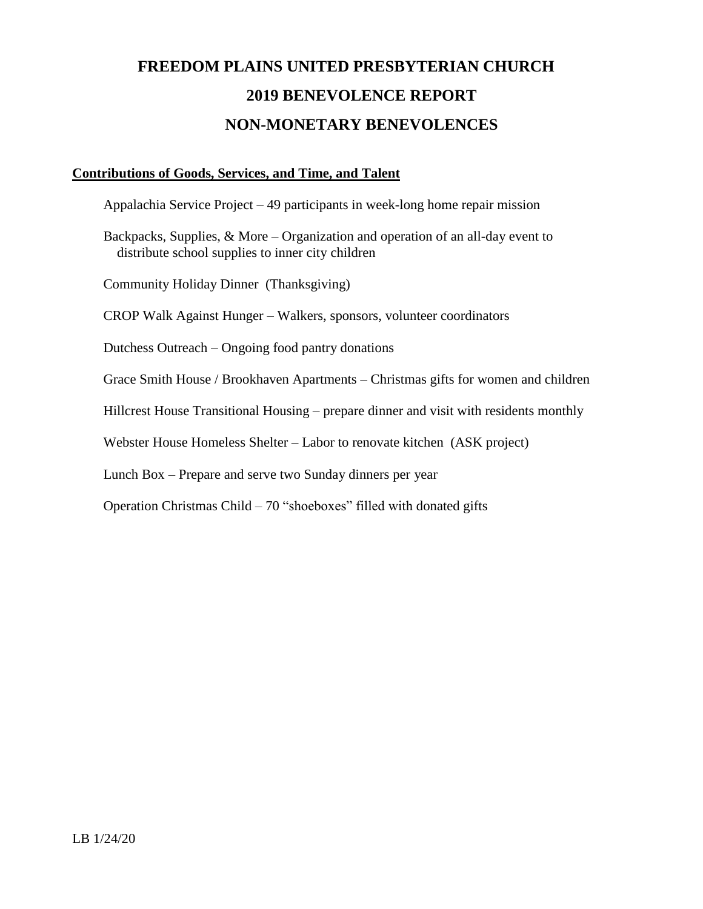# FREEDOM PLAINS UNITED PRESBYTERIAN CHURCH

# 2019 BENEVOLENCE REPORT

# NON-MONETARY BENEVOLENCES

**Contributions of Goods, Services, and Time, and Talent**

Appalachia Service Project – 49 participants in week-long home repair mission

Backpacks, Supplies, & More – Organization and operation of an all-day event to distribute school supplies to inner city children

Community Holiday Dinner (Thanksgiving)

CROP Walk Against Hunger – Walkers, sponsors, volunteer coordinators

Dutchess Outreach – Ongoing food pantry donations

Grace Smith House / Brookhaven Apartments – Christmas gifts for women and children

Hillcrest House Transitional Housing – prepare dinner and visit with residents monthly

Webster House Homeless Shelter – Labor to renovate kitchen (ASK project)

Lunch Box – Prepare and serve two Sunday dinners per year

Operation Christmas Child – 70 "shoeboxes" filled with donated gifts

LB 1/24/20